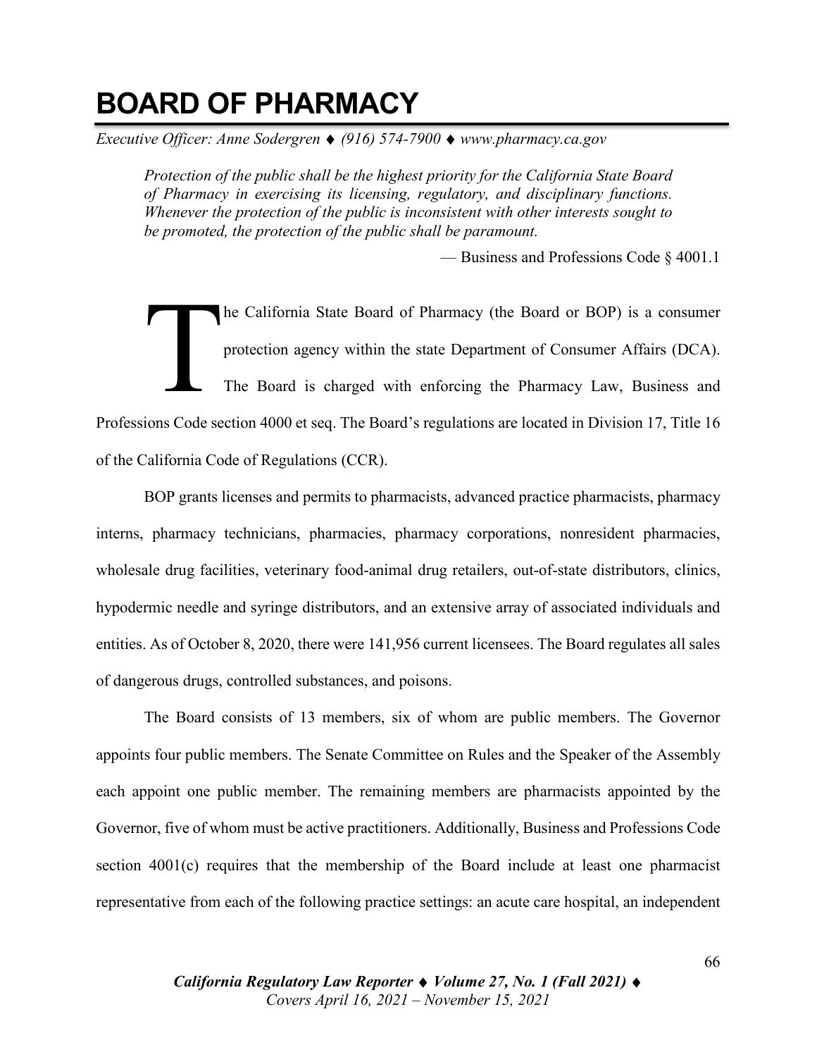# BOARD OF PHARMACY

*Executive Officer: Anne Sodergren ♦ (916) 574-7900 ♦ www.pharmacy.ca.gov*

> *Protection of the public shall be the highest priority for the California State Board of Pharmacy in exercising its licensing, regulatory, and disciplinary functions. Whenever the protection of the public is inconsistent with other interests sought to be promoted, the protection of the public shall be paramount.*
>
> — Business and Professions Code § 4001.1

The California State Board of Pharmacy (the Board or BOP) is a consumer protection agency within the state Department of Consumer Affairs (DCA). The Board is charged with enforcing the Pharmacy Law, Business and Professions Code section 4000 et seq. The Board's regulations are located in Division 17, Title 16 of the California Code of Regulations (CCR).

BOP grants licenses and permits to pharmacists, advanced practice pharmacists, pharmacy interns, pharmacy technicians, pharmacies, pharmacy corporations, nonresident pharmacies, wholesale drug facilities, veterinary food-animal drug retailers, out-of-state distributors, clinics, hypodermic needle and syringe distributors, and an extensive array of associated individuals and entities. As of October 8, 2020, there were 141,956 current licensees. The Board regulates all sales of dangerous drugs, controlled substances, and poisons.

The Board consists of 13 members, six of whom are public members. The Governor appoints four public members. The Senate Committee on Rules and the Speaker of the Assembly each appoint one public member. The remaining members are pharmacists appointed by the Governor, five of whom must be active practitioners. Additionally, Business and Professions Code section 4001(c) requires that the membership of the Board include at least one pharmacist representative from each of the following practice settings: an acute care hospital, an independent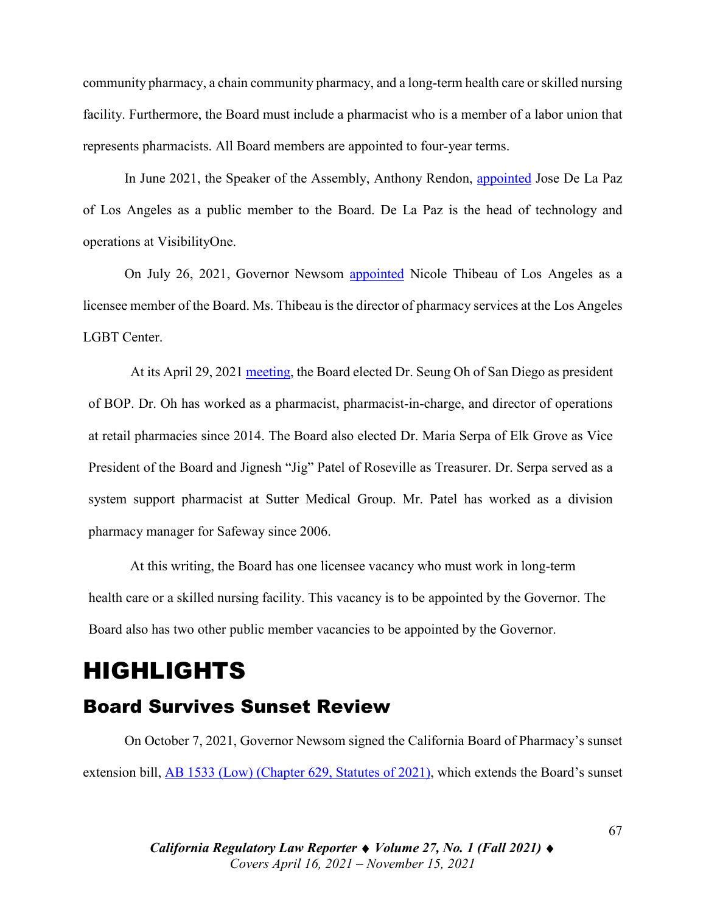community pharmacy, a chain community pharmacy, and a long-term health care or skilled nursing facility. Furthermore, the Board must include a pharmacist who is a member of a labor union that represents pharmacists. All Board members are appointed to four-year terms.

In June 2021, the Speaker of the Assembly, Anthony Rendon, appointed Jose De La Paz of Los Angeles as a public member to the Board. De La Paz is the head of technology and operations at VisibilityOne.

On July 26, 2021, Governor Newsom appointed Nicole Thibeau of Los Angeles as a licensee member of the Board. Ms. Thibeau is the director of pharmacy services at the Los Angeles LGBT Center.

At its April 29, 2021 meeting, the Board elected Dr. Seung Oh of San Diego as president of BOP. Dr. Oh has worked as a pharmacist, pharmacist-in-charge, and director of operations at retail pharmacies since 2014. The Board also elected Dr. Maria Serpa of Elk Grove as Vice President of the Board and Jignesh "Jig" Patel of Roseville as Treasurer. Dr. Serpa served as a system support pharmacist at Sutter Medical Group. Mr. Patel has worked as a division pharmacy manager for Safeway since 2006.

At this writing, the Board has one licensee vacancy who must work in long-term health care or a skilled nursing facility. This vacancy is to be appointed by the Governor. The Board also has two other public member vacancies to be appointed by the Governor.

# HIGHLIGHTS

## Board Survives Sunset Review

On October 7, 2021, Governor Newsom signed the California Board of Pharmacy's sunset extension bill, AB 1533 (Low) (Chapter 629, Statutes of 2021), which extends the Board's sunset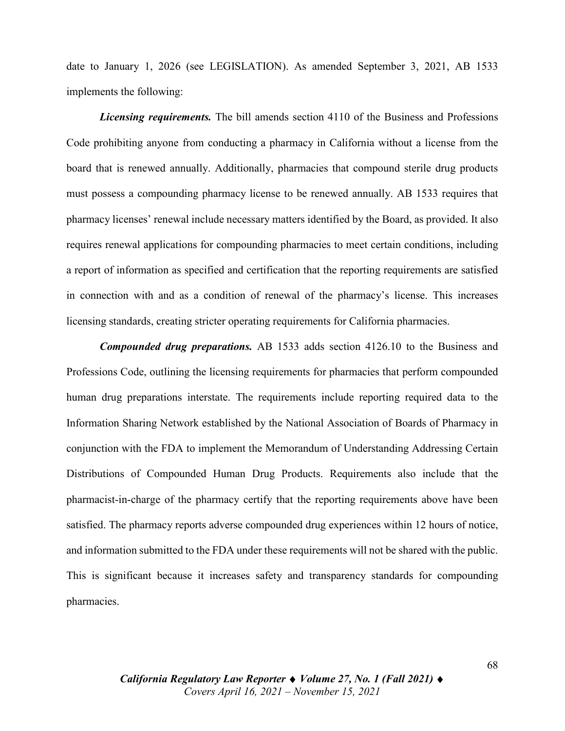date to January 1, 2026 (see LEGISLATION). As amended September 3, 2021, AB 1533 implements the following:

***Licensing requirements.*** The bill amends section 4110 of the Business and Professions Code prohibiting anyone from conducting a pharmacy in California without a license from the board that is renewed annually. Additionally, pharmacies that compound sterile drug products must possess a compounding pharmacy license to be renewed annually. AB 1533 requires that pharmacy licenses' renewal include necessary matters identified by the Board, as provided. It also requires renewal applications for compounding pharmacies to meet certain conditions, including a report of information as specified and certification that the reporting requirements are satisfied in connection with and as a condition of renewal of the pharmacy's license. This increases licensing standards, creating stricter operating requirements for California pharmacies.

***Compounded drug preparations.*** AB 1533 adds section 4126.10 to the Business and Professions Code, outlining the licensing requirements for pharmacies that perform compounded human drug preparations interstate. The requirements include reporting required data to the Information Sharing Network established by the National Association of Boards of Pharmacy in conjunction with the FDA to implement the Memorandum of Understanding Addressing Certain Distributions of Compounded Human Drug Products. Requirements also include that the pharmacist-in-charge of the pharmacy certify that the reporting requirements above have been satisfied. The pharmacy reports adverse compounded drug experiences within 12 hours of notice, and information submitted to the FDA under these requirements will not be shared with the public. This is significant because it increases safety and transparency standards for compounding pharmacies.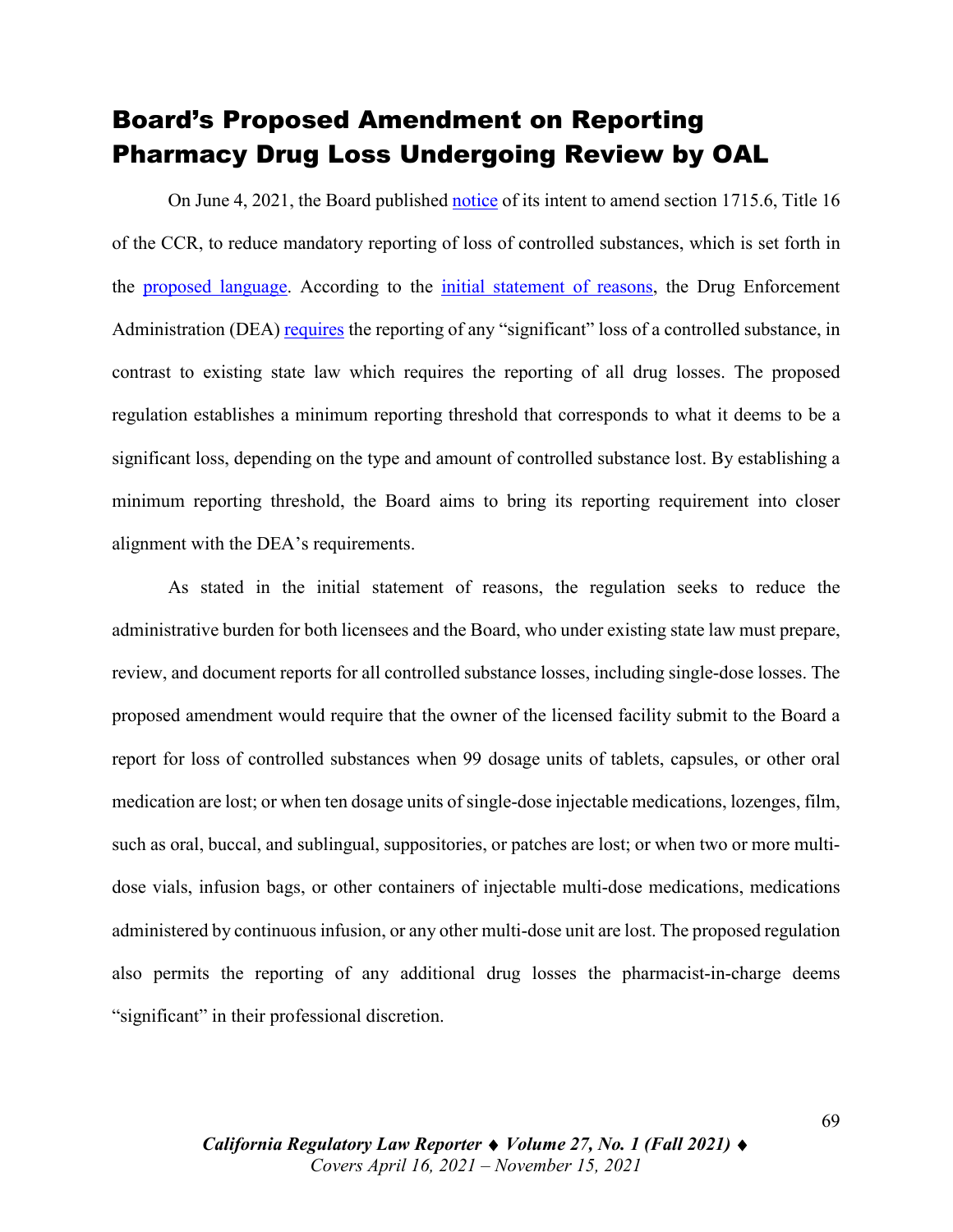## Board's Proposed Amendment on Reporting Pharmacy Drug Loss Undergoing Review by OAL

On June 4, 2021, the Board published notice of its intent to amend section 1715.6, Title 16 of the CCR, to reduce mandatory reporting of loss of controlled substances, which is set forth in the proposed language. According to the initial statement of reasons, the Drug Enforcement Administration (DEA) requires the reporting of any "significant" loss of a controlled substance, in contrast to existing state law which requires the reporting of all drug losses. The proposed regulation establishes a minimum reporting threshold that corresponds to what it deems to be a significant loss, depending on the type and amount of controlled substance lost. By establishing a minimum reporting threshold, the Board aims to bring its reporting requirement into closer alignment with the DEA's requirements.

As stated in the initial statement of reasons, the regulation seeks to reduce the administrative burden for both licensees and the Board, who under existing state law must prepare, review, and document reports for all controlled substance losses, including single-dose losses. The proposed amendment would require that the owner of the licensed facility submit to the Board a report for loss of controlled substances when 99 dosage units of tablets, capsules, or other oral medication are lost; or when ten dosage units of single-dose injectable medications, lozenges, film, such as oral, buccal, and sublingual, suppositories, or patches are lost; or when two or more multi-dose vials, infusion bags, or other containers of injectable multi-dose medications, medications administered by continuous infusion, or any other multi-dose unit are lost. The proposed regulation also permits the reporting of any additional drug losses the pharmacist-in-charge deems "significant" in their professional discretion.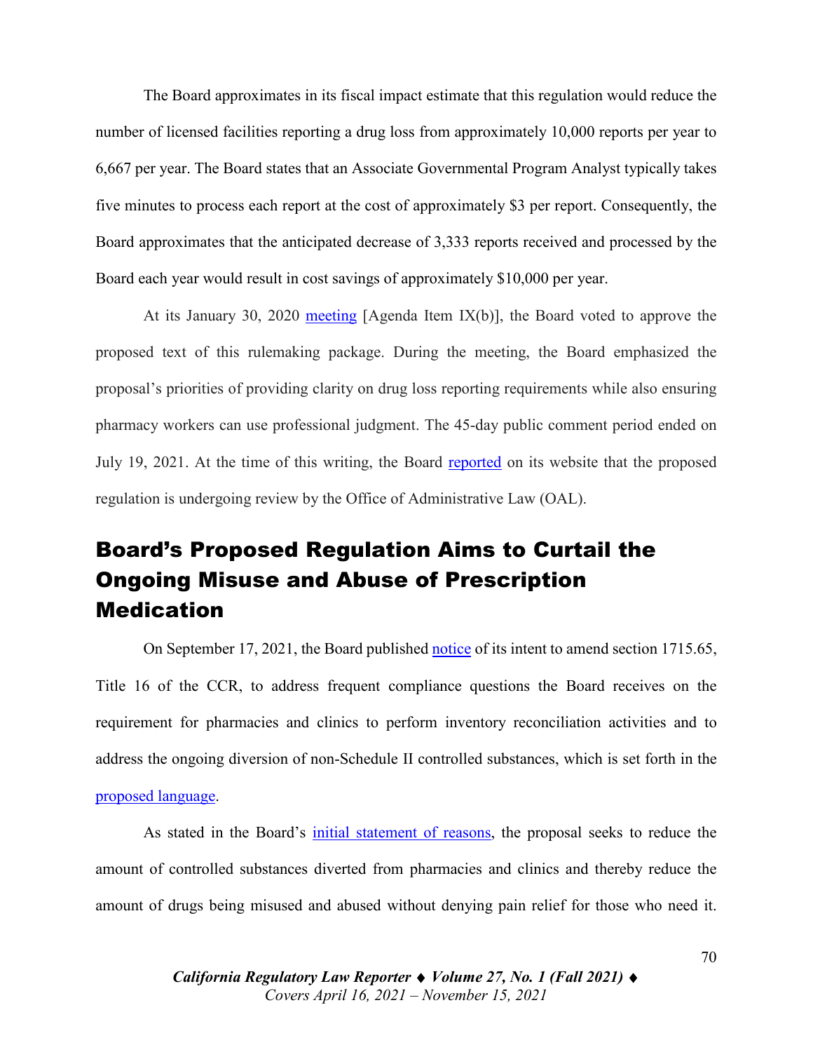The Board approximates in its fiscal impact estimate that this regulation would reduce the number of licensed facilities reporting a drug loss from approximately 10,000 reports per year to 6,667 per year. The Board states that an Associate Governmental Program Analyst typically takes five minutes to process each report at the cost of approximately $3 per report. Consequently, the Board approximates that the anticipated decrease of 3,333 reports received and processed by the Board each year would result in cost savings of approximately $10,000 per year.

At its January 30, 2020 meeting [Agenda Item IX(b)], the Board voted to approve the proposed text of this rulemaking package. During the meeting, the Board emphasized the proposal's priorities of providing clarity on drug loss reporting requirements while also ensuring pharmacy workers can use professional judgment. The 45-day public comment period ended on July 19, 2021. At the time of this writing, the Board reported on its website that the proposed regulation is undergoing review by the Office of Administrative Law (OAL).

## Board's Proposed Regulation Aims to Curtail the Ongoing Misuse and Abuse of Prescription Medication

On September 17, 2021, the Board published notice of its intent to amend section 1715.65, Title 16 of the CCR, to address frequent compliance questions the Board receives on the requirement for pharmacies and clinics to perform inventory reconciliation activities and to address the ongoing diversion of non-Schedule II controlled substances, which is set forth in the proposed language.

As stated in the Board's initial statement of reasons, the proposal seeks to reduce the amount of controlled substances diverted from pharmacies and clinics and thereby reduce the amount of drugs being misused and abused without denying pain relief for those who need it.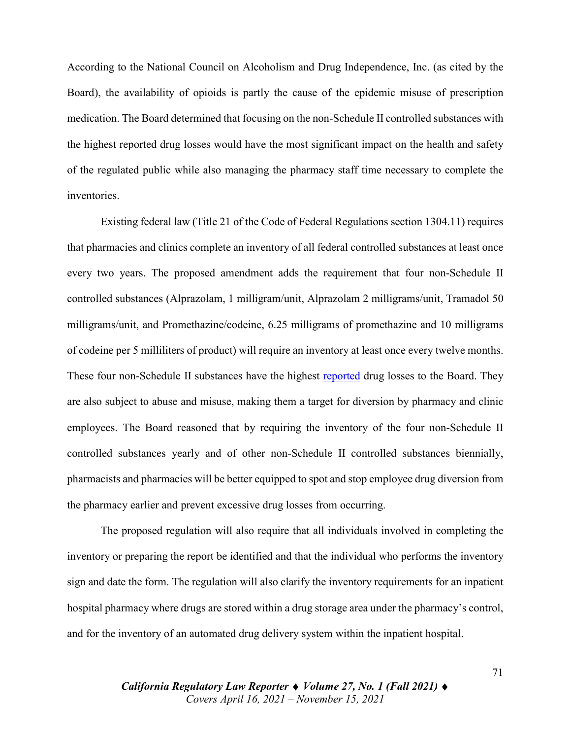According to the National Council on Alcoholism and Drug Independence, Inc. (as cited by the Board), the availability of opioids is partly the cause of the epidemic misuse of prescription medication. The Board determined that focusing on the non-Schedule II controlled substances with the highest reported drug losses would have the most significant impact on the health and safety of the regulated public while also managing the pharmacy staff time necessary to complete the inventories.

Existing federal law (Title 21 of the Code of Federal Regulations section 1304.11) requires that pharmacies and clinics complete an inventory of all federal controlled substances at least once every two years. The proposed amendment adds the requirement that four non-Schedule II controlled substances (Alprazolam, 1 milligram/unit, Alprazolam 2 milligrams/unit, Tramadol 50 milligrams/unit, and Promethazine/codeine, 6.25 milligrams of promethazine and 10 milligrams of codeine per 5 milliliters of product) will require an inventory at least once every twelve months. These four non-Schedule II substances have the highest reported drug losses to the Board. They are also subject to abuse and misuse, making them a target for diversion by pharmacy and clinic employees. The Board reasoned that by requiring the inventory of the four non-Schedule II controlled substances yearly and of other non-Schedule II controlled substances biennially, pharmacists and pharmacies will be better equipped to spot and stop employee drug diversion from the pharmacy earlier and prevent excessive drug losses from occurring.

The proposed regulation will also require that all individuals involved in completing the inventory or preparing the report be identified and that the individual who performs the inventory sign and date the form. The regulation will also clarify the inventory requirements for an inpatient hospital pharmacy where drugs are stored within a drug storage area under the pharmacy's control, and for the inventory of an automated drug delivery system within the inpatient hospital.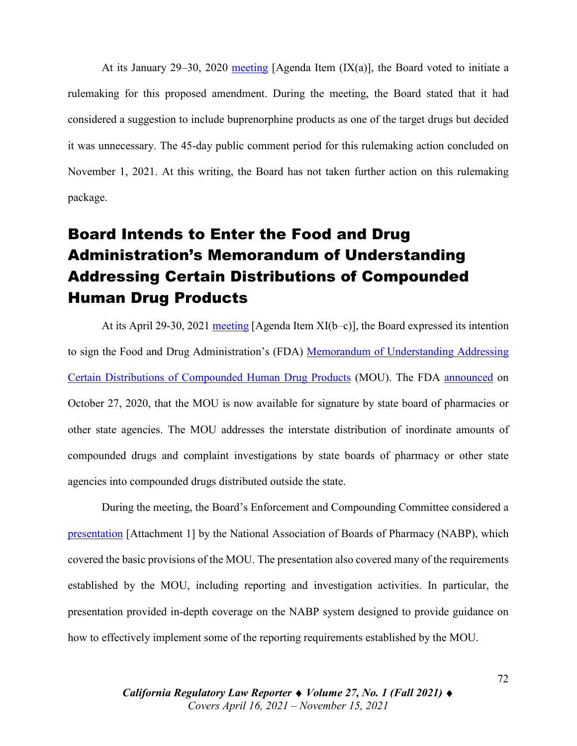At its January 29–30, 2020 meeting [Agenda Item (IX(a)], the Board voted to initiate a rulemaking for this proposed amendment. During the meeting, the Board stated that it had considered a suggestion to include buprenorphine products as one of the target drugs but decided it was unnecessary. The 45-day public comment period for this rulemaking action concluded on November 1, 2021. At this writing, the Board has not taken further action on this rulemaking package.

## Board Intends to Enter the Food and Drug Administration's Memorandum of Understanding Addressing Certain Distributions of Compounded Human Drug Products

At its April 29-30, 2021 meeting [Agenda Item XI(b–c)], the Board expressed its intention to sign the Food and Drug Administration's (FDA) Memorandum of Understanding Addressing Certain Distributions of Compounded Human Drug Products (MOU). The FDA announced on October 27, 2020, that the MOU is now available for signature by state board of pharmacies or other state agencies. The MOU addresses the interstate distribution of inordinate amounts of compounded drugs and complaint investigations by state boards of pharmacy or other state agencies into compounded drugs distributed outside the state.

During the meeting, the Board's Enforcement and Compounding Committee considered a presentation [Attachment 1] by the National Association of Boards of Pharmacy (NABP), which covered the basic provisions of the MOU. The presentation also covered many of the requirements established by the MOU, including reporting and investigation activities. In particular, the presentation provided in-depth coverage on the NABP system designed to provide guidance on how to effectively implement some of the reporting requirements established by the MOU.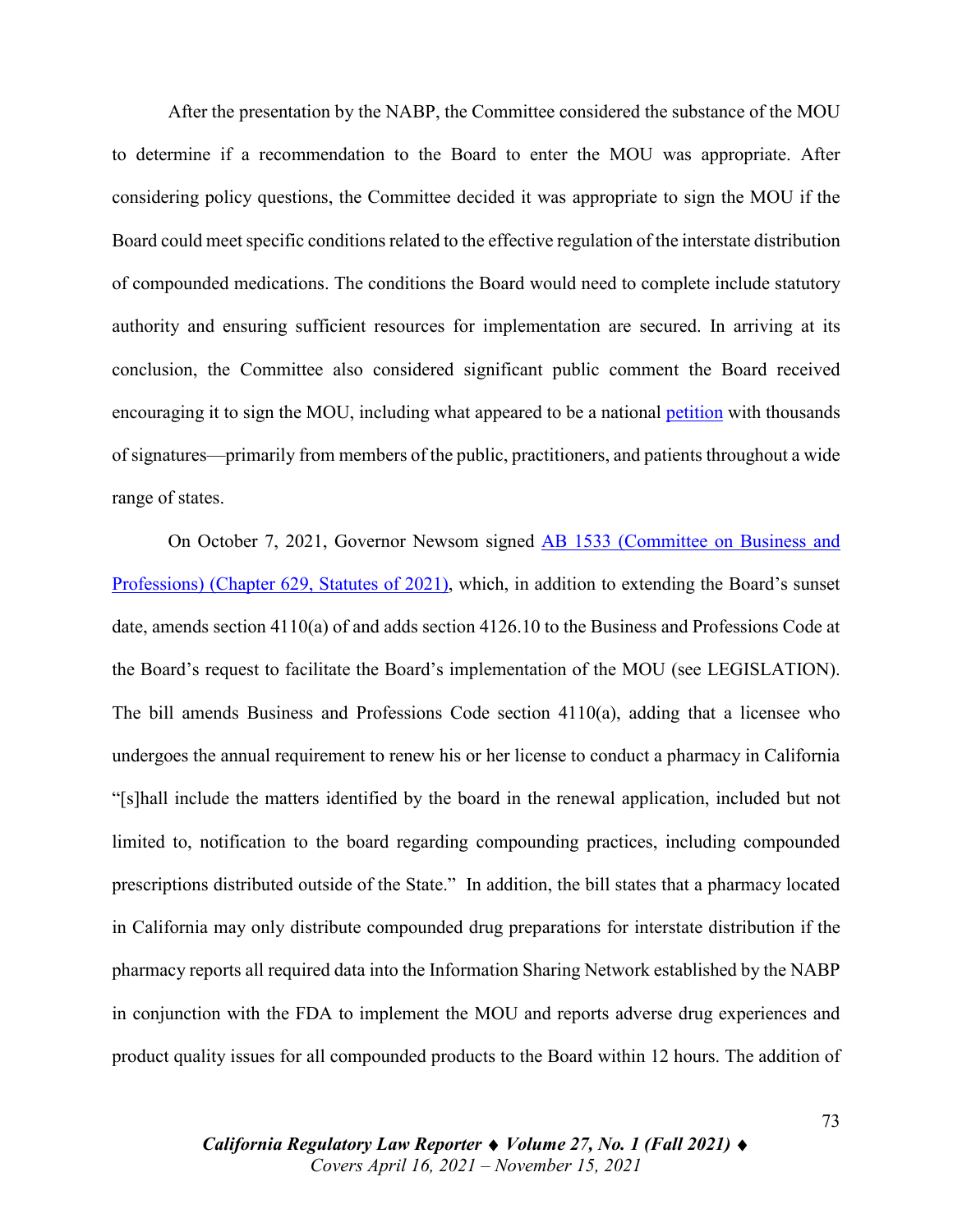After the presentation by the NABP, the Committee considered the substance of the MOU to determine if a recommendation to the Board to enter the MOU was appropriate. After considering policy questions, the Committee decided it was appropriate to sign the MOU if the Board could meet specific conditions related to the effective regulation of the interstate distribution of compounded medications. The conditions the Board would need to complete include statutory authority and ensuring sufficient resources for implementation are secured. In arriving at its conclusion, the Committee also considered significant public comment the Board received encouraging it to sign the MOU, including what appeared to be a national [petition](#) with thousands of signatures—primarily from members of the public, practitioners, and patients throughout a wide range of states.

On October 7, 2021, Governor Newsom signed [AB 1533 (Committee on Business and Professions) (Chapter 629, Statutes of 2021)](#), which, in addition to extending the Board's sunset date, amends section 4110(a) of and adds section 4126.10 to the Business and Professions Code at the Board's request to facilitate the Board's implementation of the MOU (see LEGISLATION). The bill amends Business and Professions Code section 4110(a), adding that a licensee who undergoes the annual requirement to renew his or her license to conduct a pharmacy in California "[s]hall include the matters identified by the board in the renewal application, included but not limited to, notification to the board regarding compounding practices, including compounded prescriptions distributed outside of the State." In addition, the bill states that a pharmacy located in California may only distribute compounded drug preparations for interstate distribution if the pharmacy reports all required data into the Information Sharing Network established by the NABP in conjunction with the FDA to implement the MOU and reports adverse drug experiences and product quality issues for all compounded products to the Board within 12 hours. The addition of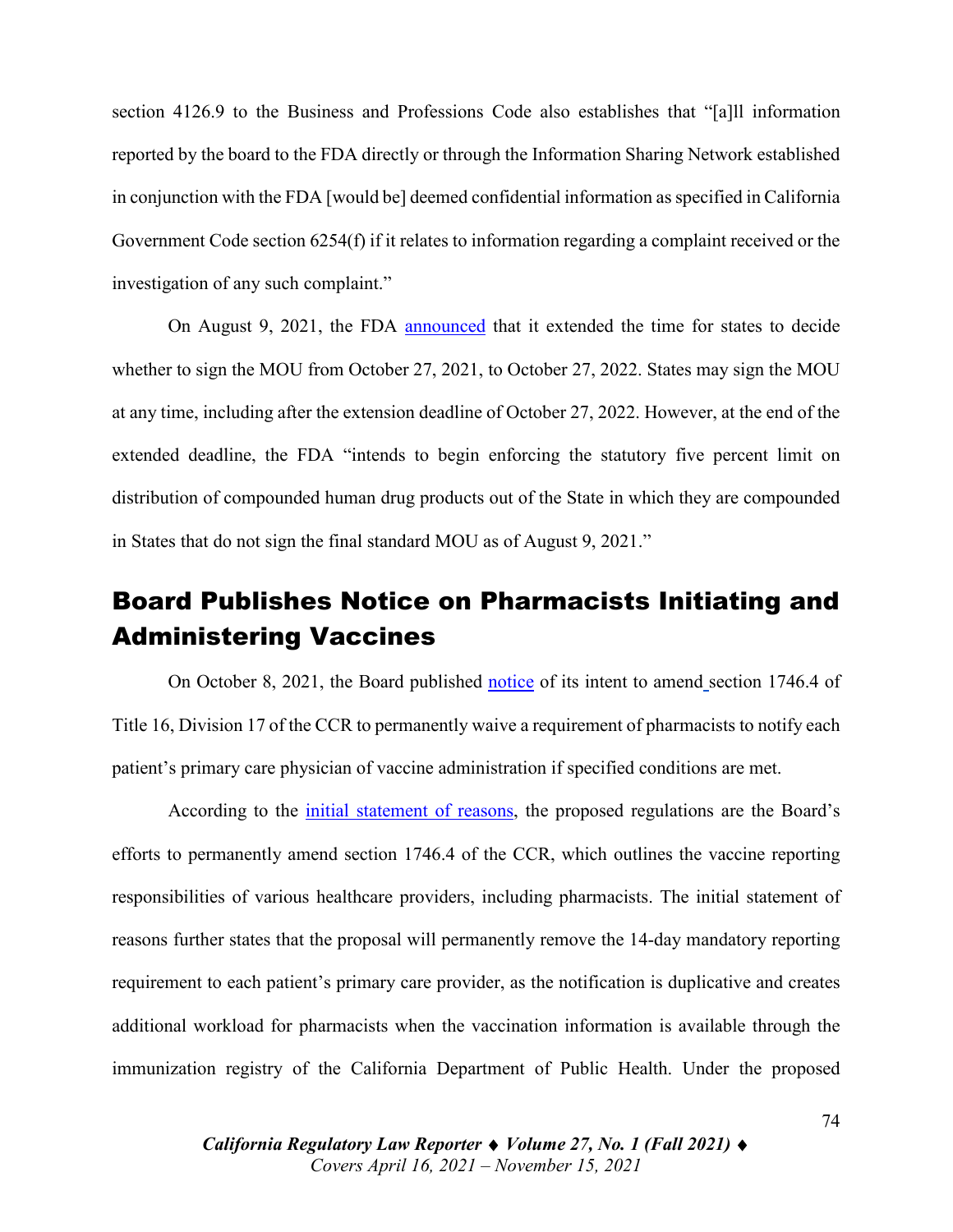section 4126.9 to the Business and Professions Code also establishes that "[a]ll information reported by the board to the FDA directly or through the Information Sharing Network established in conjunction with the FDA [would be] deemed confidential information as specified in California Government Code section 6254(f) if it relates to information regarding a complaint received or the investigation of any such complaint."

On August 9, 2021, the FDA announced that it extended the time for states to decide whether to sign the MOU from October 27, 2021, to October 27, 2022. States may sign the MOU at any time, including after the extension deadline of October 27, 2022. However, at the end of the extended deadline, the FDA "intends to begin enforcing the statutory five percent limit on distribution of compounded human drug products out of the State in which they are compounded in States that do not sign the final standard MOU as of August 9, 2021."

## Board Publishes Notice on Pharmacists Initiating and Administering Vaccines

On October 8, 2021, the Board published notice of its intent to amend section 1746.4 of Title 16, Division 17 of the CCR to permanently waive a requirement of pharmacists to notify each patient's primary care physician of vaccine administration if specified conditions are met.

According to the initial statement of reasons, the proposed regulations are the Board's efforts to permanently amend section 1746.4 of the CCR, which outlines the vaccine reporting responsibilities of various healthcare providers, including pharmacists. The initial statement of reasons further states that the proposal will permanently remove the 14-day mandatory reporting requirement to each patient's primary care provider, as the notification is duplicative and creates additional workload for pharmacists when the vaccination information is available through the immunization registry of the California Department of Public Health. Under the proposed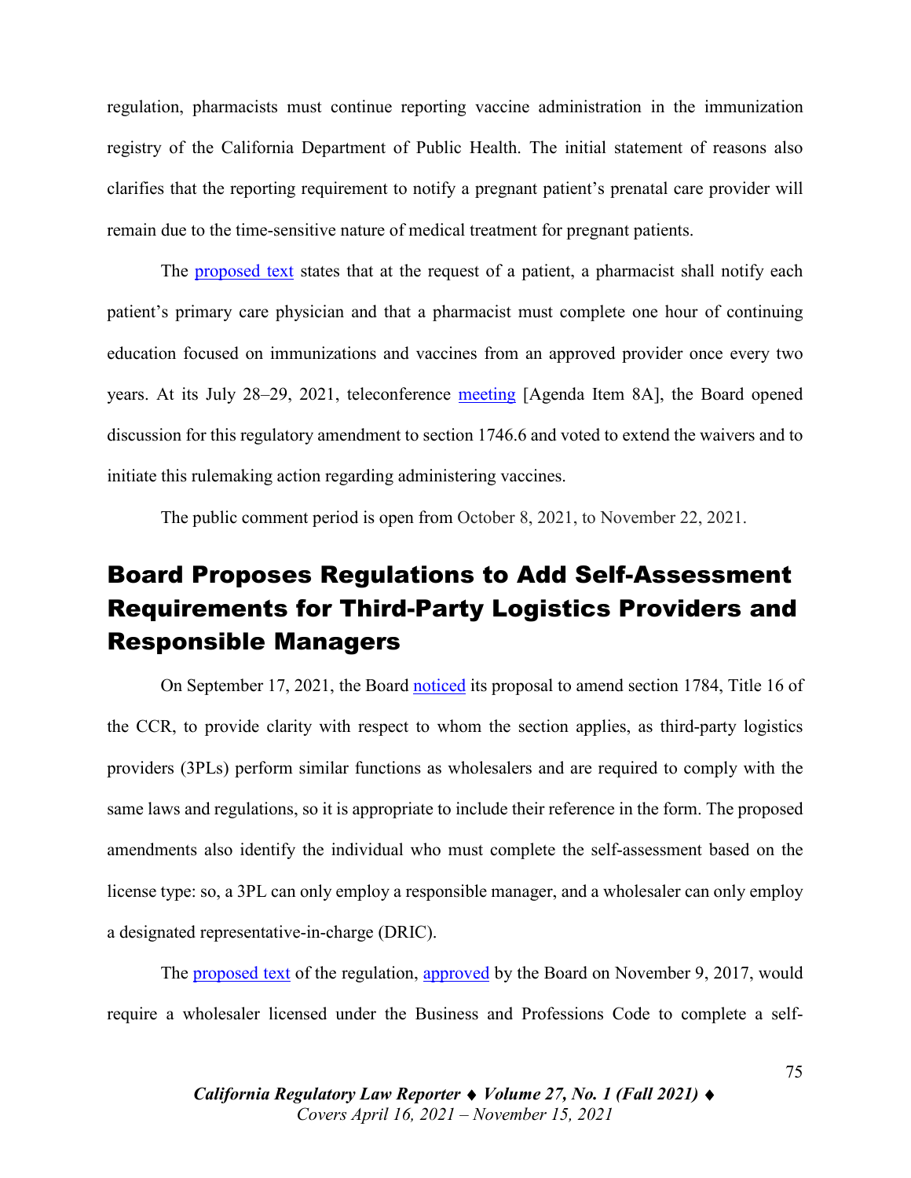regulation, pharmacists must continue reporting vaccine administration in the immunization registry of the California Department of Public Health. The initial statement of reasons also clarifies that the reporting requirement to notify a pregnant patient's prenatal care provider will remain due to the time-sensitive nature of medical treatment for pregnant patients.

The proposed text states that at the request of a patient, a pharmacist shall notify each patient's primary care physician and that a pharmacist must complete one hour of continuing education focused on immunizations and vaccines from an approved provider once every two years. At its July 28–29, 2021, teleconference meeting [Agenda Item 8A], the Board opened discussion for this regulatory amendment to section 1746.6 and voted to extend the waivers and to initiate this rulemaking action regarding administering vaccines.

The public comment period is open from October 8, 2021, to November 22, 2021.

## Board Proposes Regulations to Add Self-Assessment Requirements for Third-Party Logistics Providers and Responsible Managers

On September 17, 2021, the Board noticed its proposal to amend section 1784, Title 16 of the CCR, to provide clarity with respect to whom the section applies, as third-party logistics providers (3PLs) perform similar functions as wholesalers and are required to comply with the same laws and regulations, so it is appropriate to include their reference in the form. The proposed amendments also identify the individual who must complete the self-assessment based on the license type: so, a 3PL can only employ a responsible manager, and a wholesaler can only employ a designated representative-in-charge (DRIC).

The proposed text of the regulation, approved by the Board on November 9, 2017, would require a wholesaler licensed under the Business and Professions Code to complete a self-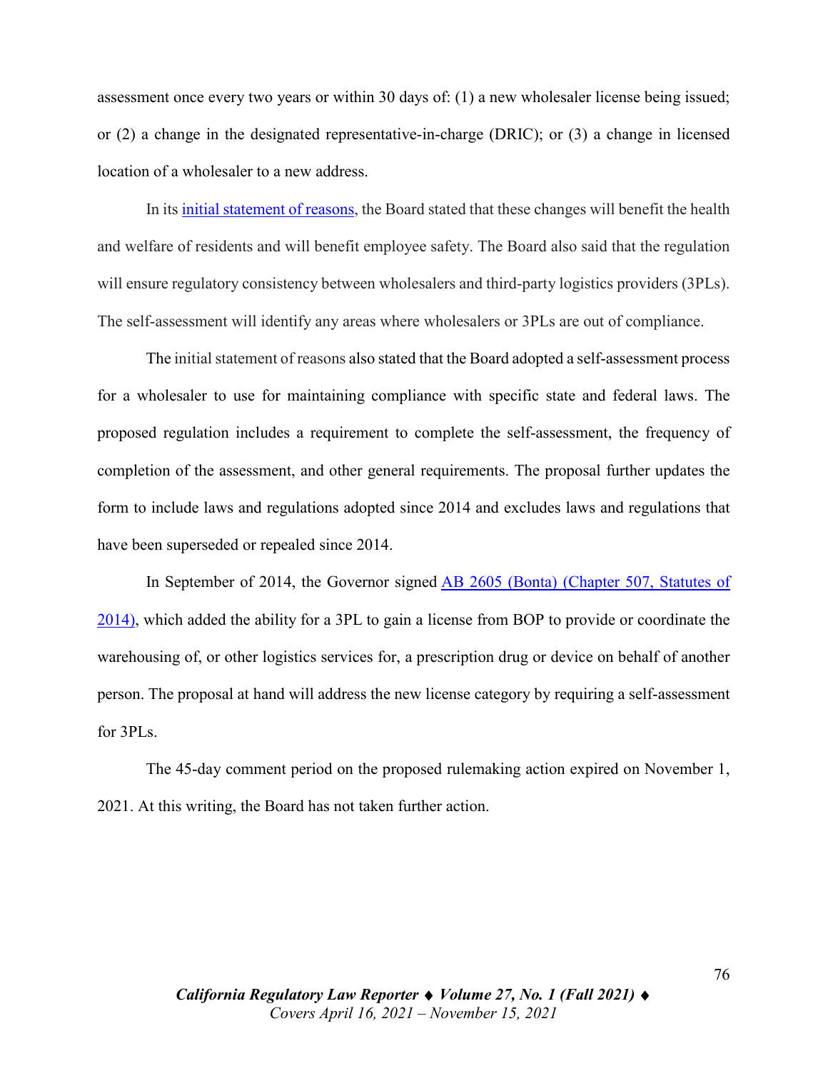assessment once every two years or within 30 days of: (1) a new wholesaler license being issued; or (2) a change in the designated representative-in-charge (DRIC); or (3) a change in licensed location of a wholesaler to a new address.

In its initial statement of reasons, the Board stated that these changes will benefit the health and welfare of residents and will benefit employee safety. The Board also said that the regulation will ensure regulatory consistency between wholesalers and third-party logistics providers (3PLs). The self-assessment will identify any areas where wholesalers or 3PLs are out of compliance.

The initial statement of reasons also stated that the Board adopted a self-assessment process for a wholesaler to use for maintaining compliance with specific state and federal laws. The proposed regulation includes a requirement to complete the self-assessment, the frequency of completion of the assessment, and other general requirements. The proposal further updates the form to include laws and regulations adopted since 2014 and excludes laws and regulations that have been superseded or repealed since 2014.

In September of 2014, the Governor signed AB 2605 (Bonta) (Chapter 507, Statutes of 2014), which added the ability for a 3PL to gain a license from BOP to provide or coordinate the warehousing of, or other logistics services for, a prescription drug or device on behalf of another person. The proposal at hand will address the new license category by requiring a self-assessment for 3PLs.

The 45-day comment period on the proposed rulemaking action expired on November 1, 2021. At this writing, the Board has not taken further action.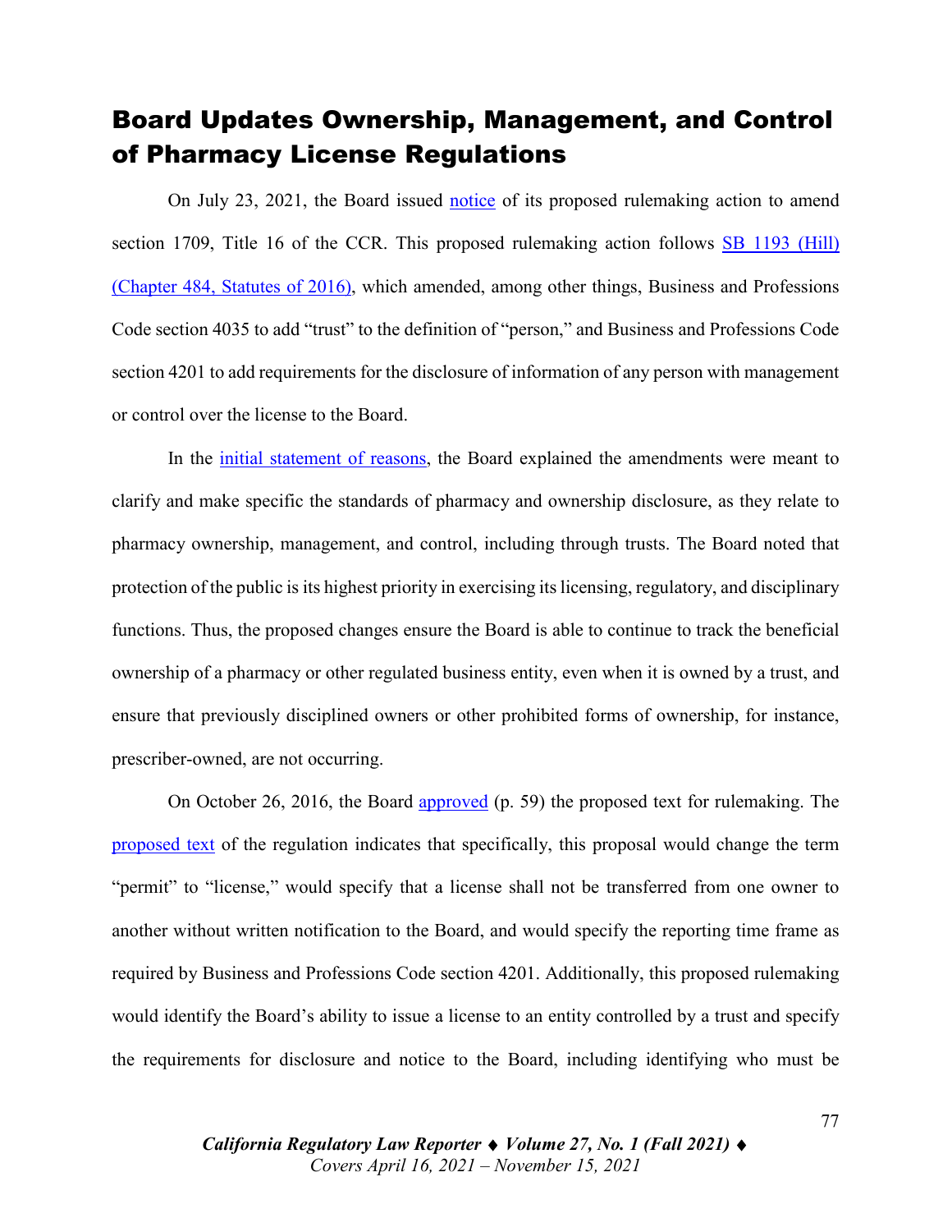## Board Updates Ownership, Management, and Control of Pharmacy License Regulations

On July 23, 2021, the Board issued notice of its proposed rulemaking action to amend section 1709, Title 16 of the CCR. This proposed rulemaking action follows SB 1193 (Hill) (Chapter 484, Statutes of 2016), which amended, among other things, Business and Professions Code section 4035 to add "trust" to the definition of "person," and Business and Professions Code section 4201 to add requirements for the disclosure of information of any person with management or control over the license to the Board.

In the initial statement of reasons, the Board explained the amendments were meant to clarify and make specific the standards of pharmacy and ownership disclosure, as they relate to pharmacy ownership, management, and control, including through trusts. The Board noted that protection of the public is its highest priority in exercising its licensing, regulatory, and disciplinary functions. Thus, the proposed changes ensure the Board is able to continue to track the beneficial ownership of a pharmacy or other regulated business entity, even when it is owned by a trust, and ensure that previously disciplined owners or other prohibited forms of ownership, for instance, prescriber-owned, are not occurring.

On October 26, 2016, the Board approved (p. 59) the proposed text for rulemaking. The proposed text of the regulation indicates that specifically, this proposal would change the term "permit" to "license," would specify that a license shall not be transferred from one owner to another without written notification to the Board, and would specify the reporting time frame as required by Business and Professions Code section 4201. Additionally, this proposed rulemaking would identify the Board's ability to issue a license to an entity controlled by a trust and specify the requirements for disclosure and notice to the Board, including identifying who must be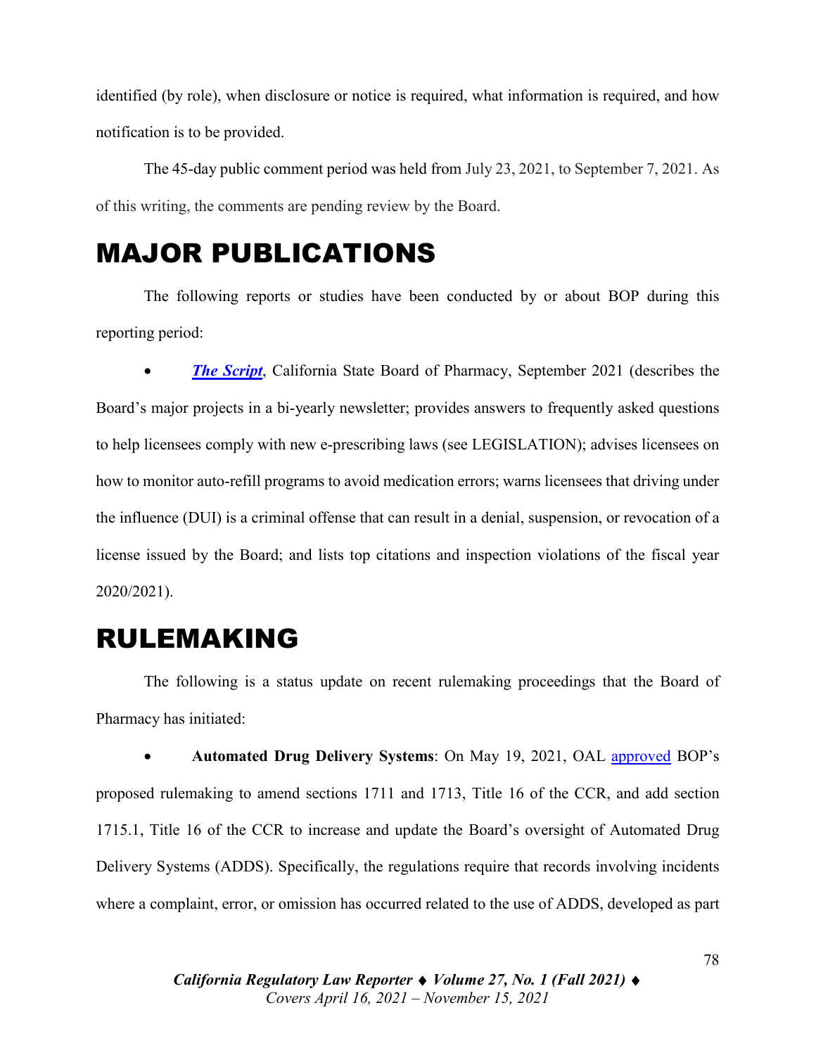identified (by role), when disclosure or notice is required, what information is required, and how notification is to be provided.

The 45-day public comment period was held from July 23, 2021, to September 7, 2021. As of this writing, the comments are pending review by the Board.

# MAJOR PUBLICATIONS

The following reports or studies have been conducted by or about BOP during this reporting period:

- ***The Script***, California State Board of Pharmacy, September 2021 (describes the Board's major projects in a bi-yearly newsletter; provides answers to frequently asked questions to help licensees comply with new e-prescribing laws (see LEGISLATION); advises licensees on how to monitor auto-refill programs to avoid medication errors; warns licensees that driving under the influence (DUI) is a criminal offense that can result in a denial, suspension, or revocation of a license issued by the Board; and lists top citations and inspection violations of the fiscal year 2020/2021).

# RULEMAKING

The following is a status update on recent rulemaking proceedings that the Board of Pharmacy has initiated:

- **Automated Drug Delivery Systems**: On May 19, 2021, OAL approved BOP's proposed rulemaking to amend sections 1711 and 1713, Title 16 of the CCR, and add section 1715.1, Title 16 of the CCR to increase and update the Board's oversight of Automated Drug Delivery Systems (ADDS). Specifically, the regulations require that records involving incidents where a complaint, error, or omission has occurred related to the use of ADDS, developed as part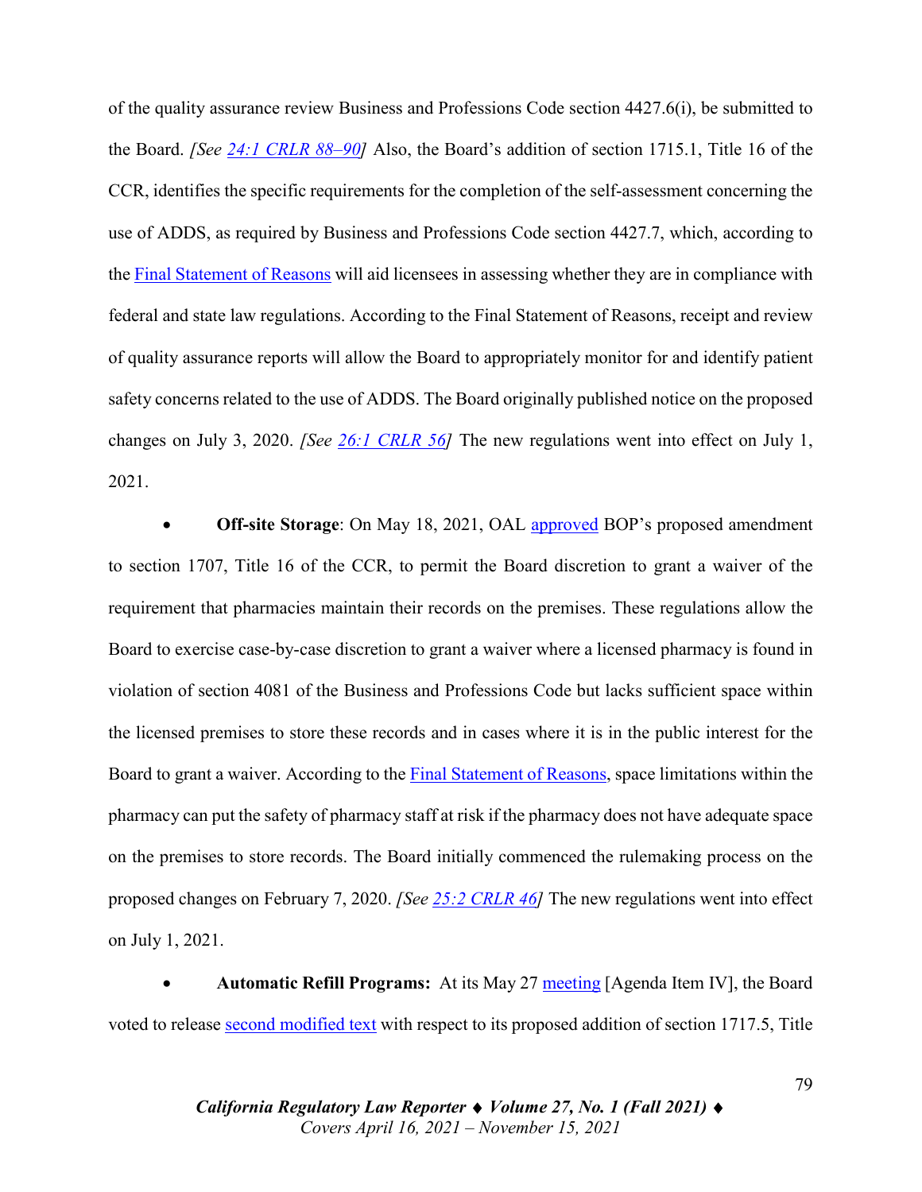of the quality assurance review Business and Professions Code section 4427.6(i), be submitted to the Board. *[See 24:1 CRLR 88–90]* Also, the Board's addition of section 1715.1, Title 16 of the CCR, identifies the specific requirements for the completion of the self-assessment concerning the use of ADDS, as required by Business and Professions Code section 4427.7, which, according to the Final Statement of Reasons will aid licensees in assessing whether they are in compliance with federal and state law regulations. According to the Final Statement of Reasons, receipt and review of quality assurance reports will allow the Board to appropriately monitor for and identify patient safety concerns related to the use of ADDS. The Board originally published notice on the proposed changes on July 3, 2020. *[See 26:1 CRLR 56]* The new regulations went into effect on July 1, 2021.

- **Off-site Storage**: On May 18, 2021, OAL approved BOP's proposed amendment to section 1707, Title 16 of the CCR, to permit the Board discretion to grant a waiver of the requirement that pharmacies maintain their records on the premises. These regulations allow the Board to exercise case-by-case discretion to grant a waiver where a licensed pharmacy is found in violation of section 4081 of the Business and Professions Code but lacks sufficient space within the licensed premises to store these records and in cases where it is in the public interest for the Board to grant a waiver. According to the Final Statement of Reasons, space limitations within the pharmacy can put the safety of pharmacy staff at risk if the pharmacy does not have adequate space on the premises to store records. The Board initially commenced the rulemaking process on the proposed changes on February 7, 2020. *[See 25:2 CRLR 46]* The new regulations went into effect on July 1, 2021.

- **Automatic Refill Programs:** At its May 27 meeting [Agenda Item IV], the Board voted to release second modified text with respect to its proposed addition of section 1717.5, Title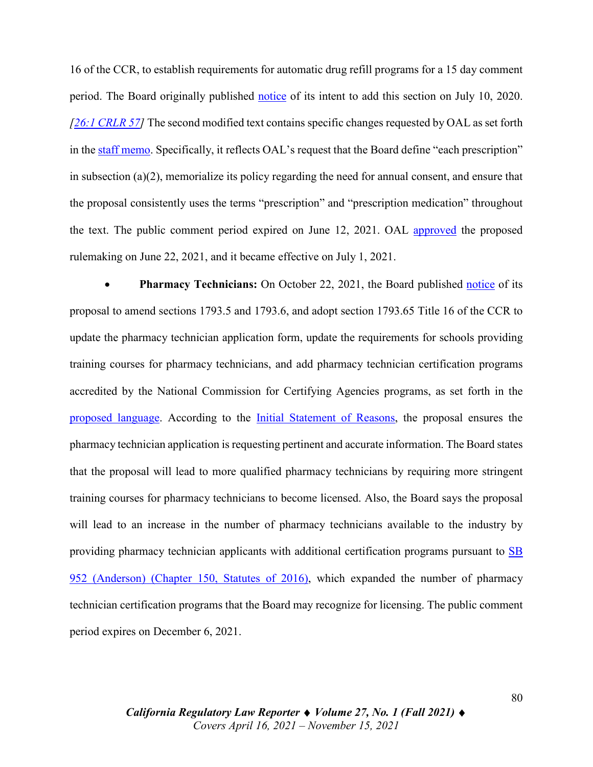16 of the CCR, to establish requirements for automatic drug refill programs for a 15 day comment period. The Board originally published notice of its intent to add this section on July 10, 2020. *[26:1 CRLR 57]* The second modified text contains specific changes requested by OAL as set forth in the staff memo. Specifically, it reflects OAL's request that the Board define "each prescription" in subsection (a)(2), memorialize its policy regarding the need for annual consent, and ensure that the proposal consistently uses the terms "prescription" and "prescription medication" throughout the text. The public comment period expired on June 12, 2021. OAL approved the proposed rulemaking on June 22, 2021, and it became effective on July 1, 2021.

- **Pharmacy Technicians:** On October 22, 2021, the Board published notice of its proposal to amend sections 1793.5 and 1793.6, and adopt section 1793.65 Title 16 of the CCR to update the pharmacy technician application form, update the requirements for schools providing training courses for pharmacy technicians, and add pharmacy technician certification programs accredited by the National Commission for Certifying Agencies programs, as set forth in the proposed language. According to the Initial Statement of Reasons, the proposal ensures the pharmacy technician application is requesting pertinent and accurate information. The Board states that the proposal will lead to more qualified pharmacy technicians by requiring more stringent training courses for pharmacy technicians to become licensed. Also, the Board says the proposal will lead to an increase in the number of pharmacy technicians available to the industry by providing pharmacy technician applicants with additional certification programs pursuant to SB 952 (Anderson) (Chapter 150, Statutes of 2016), which expanded the number of pharmacy technician certification programs that the Board may recognize for licensing. The public comment period expires on December 6, 2021.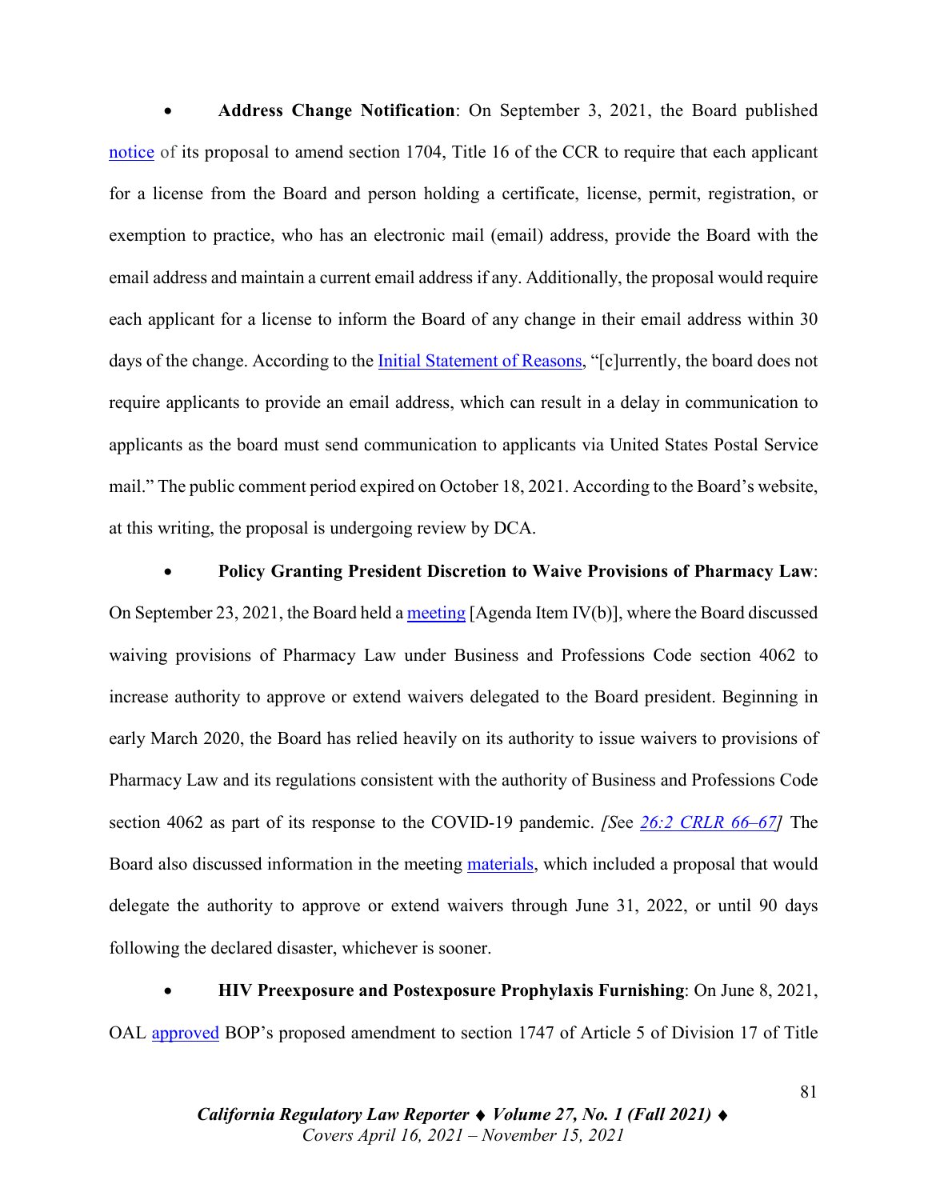- **Address Change Notification**: On September 3, 2021, the Board published notice of its proposal to amend section 1704, Title 16 of the CCR to require that each applicant for a license from the Board and person holding a certificate, license, permit, registration, or exemption to practice, who has an electronic mail (email) address, provide the Board with the email address and maintain a current email address if any. Additionally, the proposal would require each applicant for a license to inform the Board of any change in their email address within 30 days of the change. According to the Initial Statement of Reasons, "[c]urrently, the board does not require applicants to provide an email address, which can result in a delay in communication to applicants as the board must send communication to applicants via United States Postal Service mail." The public comment period expired on October 18, 2021. According to the Board's website, at this writing, the proposal is undergoing review by DCA.

- **Policy Granting President Discretion to Waive Provisions of Pharmacy Law**: On September 23, 2021, the Board held a meeting [Agenda Item IV(b)], where the Board discussed waiving provisions of Pharmacy Law under Business and Professions Code section 4062 to increase authority to approve or extend waivers delegated to the Board president. Beginning in early March 2020, the Board has relied heavily on its authority to issue waivers to provisions of Pharmacy Law and its regulations consistent with the authority of Business and Professions Code section 4062 as part of its response to the COVID-19 pandemic. *[See 26:2 CRLR 66–67]* The Board also discussed information in the meeting materials, which included a proposal that would delegate the authority to approve or extend waivers through June 31, 2022, or until 90 days following the declared disaster, whichever is sooner.

- **HIV Preexposure and Postexposure Prophylaxis Furnishing**: On June 8, 2021, OAL approved BOP's proposed amendment to section 1747 of Article 5 of Division 17 of Title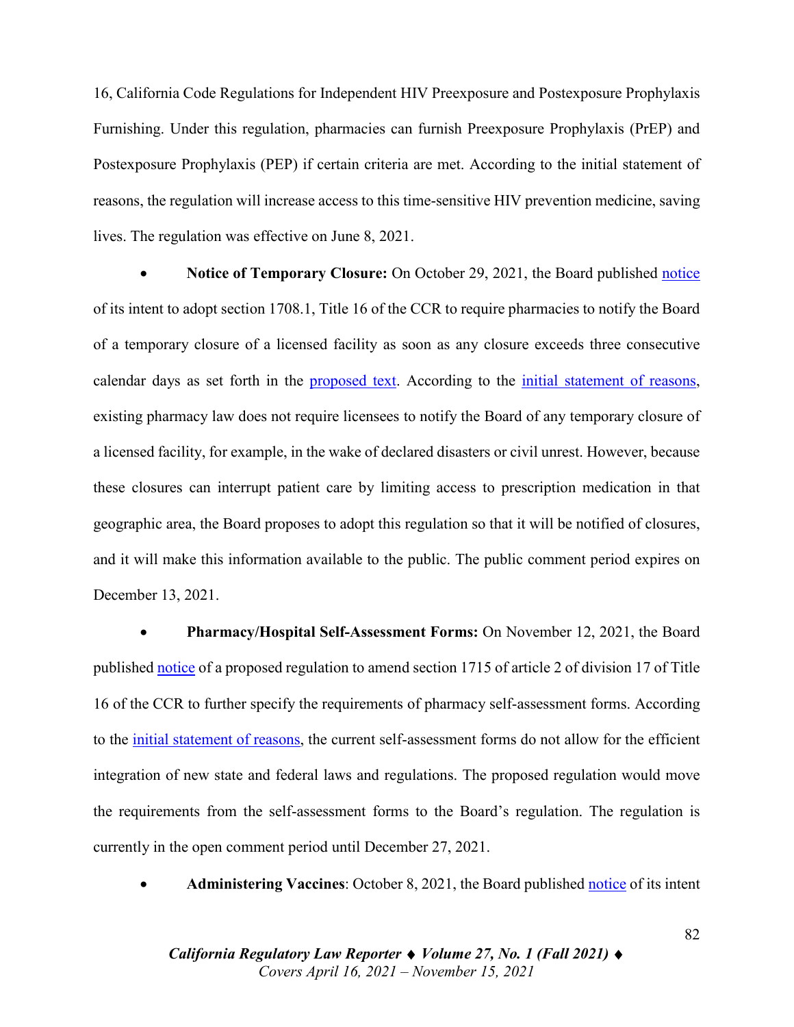16, California Code Regulations for Independent HIV Preexposure and Postexposure Prophylaxis Furnishing. Under this regulation, pharmacies can furnish Preexposure Prophylaxis (PrEP) and Postexposure Prophylaxis (PEP) if certain criteria are met. According to the initial statement of reasons, the regulation will increase access to this time-sensitive HIV prevention medicine, saving lives. The regulation was effective on June 8, 2021.

- **Notice of Temporary Closure:** On October 29, 2021, the Board published notice of its intent to adopt section 1708.1, Title 16 of the CCR to require pharmacies to notify the Board of a temporary closure of a licensed facility as soon as any closure exceeds three consecutive calendar days as set forth in the proposed text. According to the initial statement of reasons, existing pharmacy law does not require licensees to notify the Board of any temporary closure of a licensed facility, for example, in the wake of declared disasters or civil unrest. However, because these closures can interrupt patient care by limiting access to prescription medication in that geographic area, the Board proposes to adopt this regulation so that it will be notified of closures, and it will make this information available to the public. The public comment period expires on December 13, 2021.

- **Pharmacy/Hospital Self-Assessment Forms:** On November 12, 2021, the Board published notice of a proposed regulation to amend section 1715 of article 2 of division 17 of Title 16 of the CCR to further specify the requirements of pharmacy self-assessment forms. According to the initial statement of reasons, the current self-assessment forms do not allow for the efficient integration of new state and federal laws and regulations. The proposed regulation would move the requirements from the self-assessment forms to the Board's regulation. The regulation is currently in the open comment period until December 27, 2021.

- **Administering Vaccines**: October 8, 2021, the Board published notice of its intent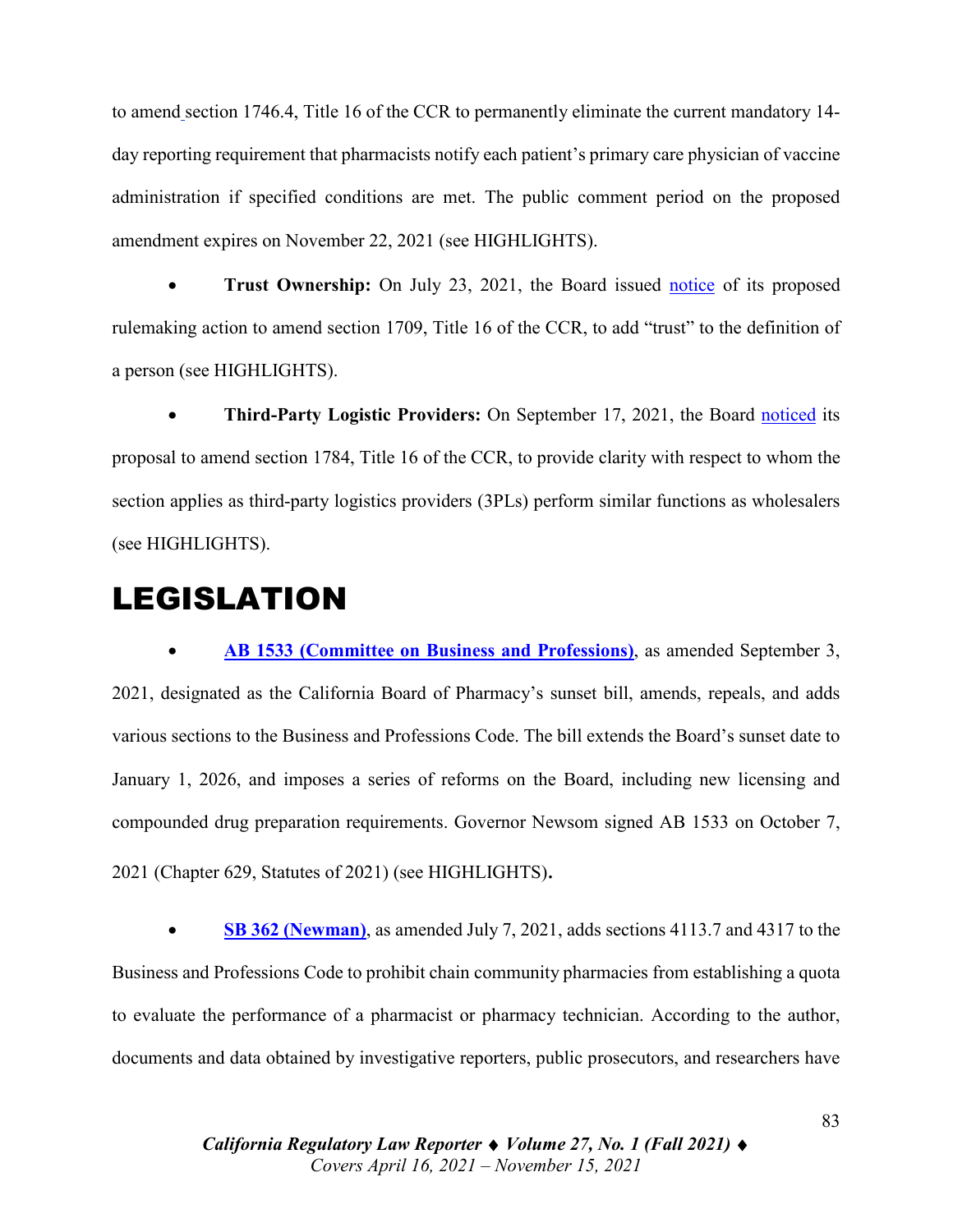to amend section 1746.4, Title 16 of the CCR to permanently eliminate the current mandatory 14-day reporting requirement that pharmacists notify each patient's primary care physician of vaccine administration if specified conditions are met. The public comment period on the proposed amendment expires on November 22, 2021 (see HIGHLIGHTS).

- **Trust Ownership:** On July 23, 2021, the Board issued notice of its proposed rulemaking action to amend section 1709, Title 16 of the CCR, to add "trust" to the definition of a person (see HIGHLIGHTS).

- **Third-Party Logistic Providers:** On September 17, 2021, the Board noticed its proposal to amend section 1784, Title 16 of the CCR, to provide clarity with respect to whom the section applies as third-party logistics providers (3PLs) perform similar functions as wholesalers (see HIGHLIGHTS).

# LEGISLATION

- **AB 1533 (Committee on Business and Professions)**, as amended September 3, 2021, designated as the California Board of Pharmacy's sunset bill, amends, repeals, and adds various sections to the Business and Professions Code. The bill extends the Board's sunset date to January 1, 2026, and imposes a series of reforms on the Board, including new licensing and compounded drug preparation requirements. Governor Newsom signed AB 1533 on October 7, 2021 (Chapter 629, Statutes of 2021) (see HIGHLIGHTS).

- **SB 362 (Newman)**, as amended July 7, 2021, adds sections 4113.7 and 4317 to the Business and Professions Code to prohibit chain community pharmacies from establishing a quota to evaluate the performance of a pharmacist or pharmacy technician. According to the author, documents and data obtained by investigative reporters, public prosecutors, and researchers have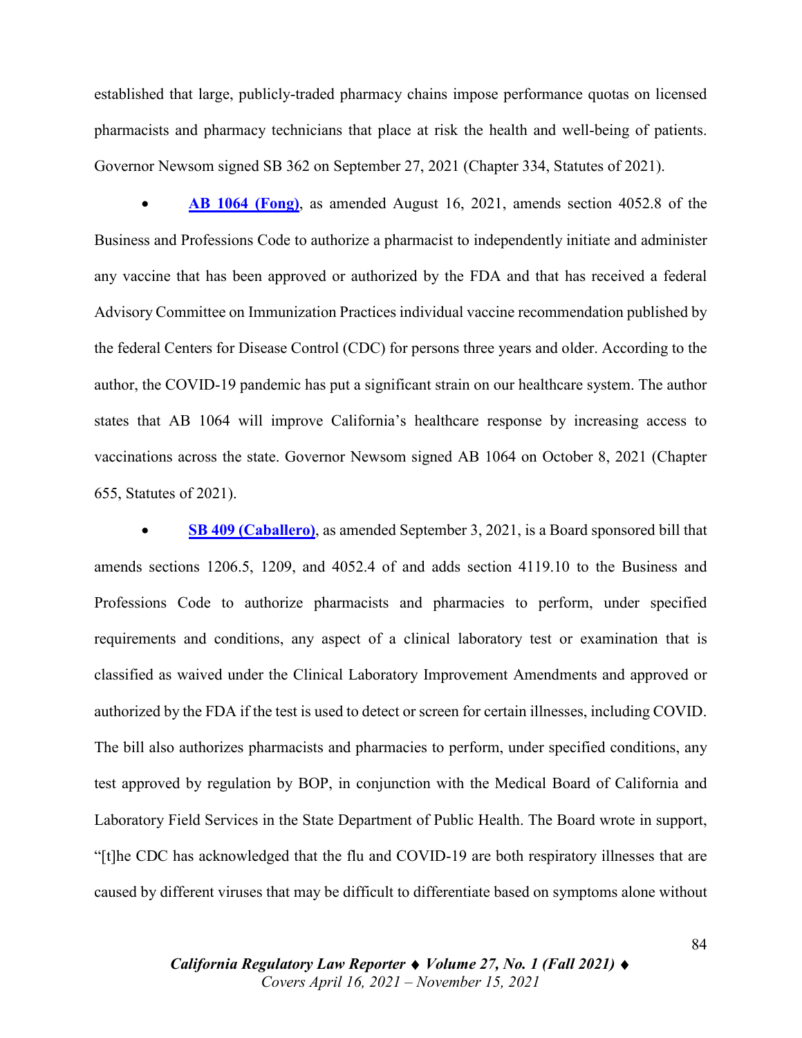established that large, publicly-traded pharmacy chains impose performance quotas on licensed pharmacists and pharmacy technicians that place at risk the health and well-being of patients. Governor Newsom signed SB 362 on September 27, 2021 (Chapter 334, Statutes of 2021).

- **AB 1064 (Fong)**, as amended August 16, 2021, amends section 4052.8 of the Business and Professions Code to authorize a pharmacist to independently initiate and administer any vaccine that has been approved or authorized by the FDA and that has received a federal Advisory Committee on Immunization Practices individual vaccine recommendation published by the federal Centers for Disease Control (CDC) for persons three years and older. According to the author, the COVID-19 pandemic has put a significant strain on our healthcare system. The author states that AB 1064 will improve California's healthcare response by increasing access to vaccinations across the state. Governor Newsom signed AB 1064 on October 8, 2021 (Chapter 655, Statutes of 2021).

- **SB 409 (Caballero)**, as amended September 3, 2021, is a Board sponsored bill that amends sections 1206.5, 1209, and 4052.4 of and adds section 4119.10 to the Business and Professions Code to authorize pharmacists and pharmacies to perform, under specified requirements and conditions, any aspect of a clinical laboratory test or examination that is classified as waived under the Clinical Laboratory Improvement Amendments and approved or authorized by the FDA if the test is used to detect or screen for certain illnesses, including COVID. The bill also authorizes pharmacists and pharmacies to perform, under specified conditions, any test approved by regulation by BOP, in conjunction with the Medical Board of California and Laboratory Field Services in the State Department of Public Health. The Board wrote in support, "[t]he CDC has acknowledged that the flu and COVID-19 are both respiratory illnesses that are caused by different viruses that may be difficult to differentiate based on symptoms alone without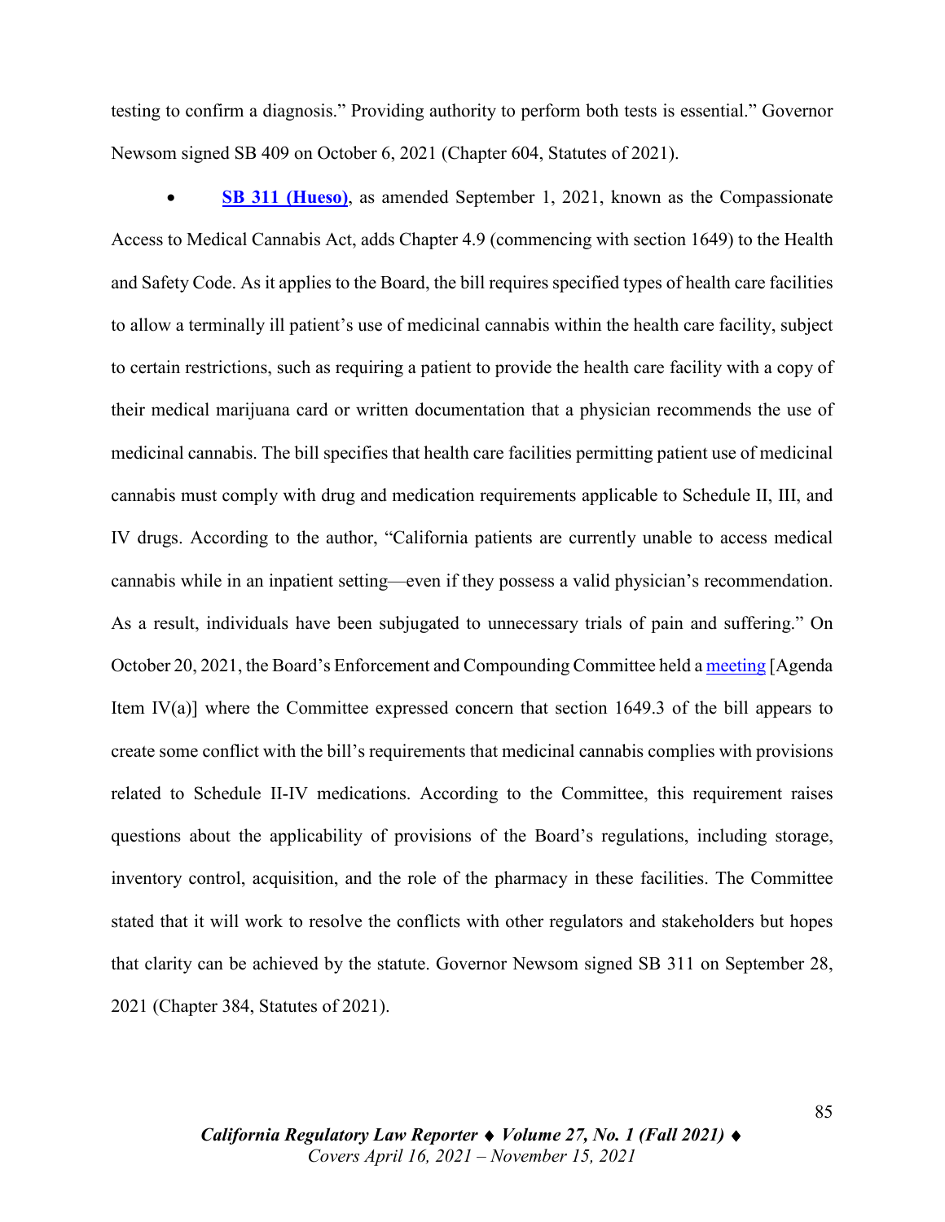testing to confirm a diagnosis." Providing authority to perform both tests is essential." Governor Newsom signed SB 409 on October 6, 2021 (Chapter 604, Statutes of 2021).

- **SB 311 (Hueso)**, as amended September 1, 2021, known as the Compassionate Access to Medical Cannabis Act, adds Chapter 4.9 (commencing with section 1649) to the Health and Safety Code. As it applies to the Board, the bill requires specified types of health care facilities to allow a terminally ill patient's use of medicinal cannabis within the health care facility, subject to certain restrictions, such as requiring a patient to provide the health care facility with a copy of their medical marijuana card or written documentation that a physician recommends the use of medicinal cannabis. The bill specifies that health care facilities permitting patient use of medicinal cannabis must comply with drug and medication requirements applicable to Schedule II, III, and IV drugs. According to the author, "California patients are currently unable to access medical cannabis while in an inpatient setting—even if they possess a valid physician's recommendation. As a result, individuals have been subjugated to unnecessary trials of pain and suffering." On October 20, 2021, the Board's Enforcement and Compounding Committee held a meeting [Agenda Item IV(a)] where the Committee expressed concern that section 1649.3 of the bill appears to create some conflict with the bill's requirements that medicinal cannabis complies with provisions related to Schedule II-IV medications. According to the Committee, this requirement raises questions about the applicability of provisions of the Board's regulations, including storage, inventory control, acquisition, and the role of the pharmacy in these facilities. The Committee stated that it will work to resolve the conflicts with other regulators and stakeholders but hopes that clarity can be achieved by the statute. Governor Newsom signed SB 311 on September 28, 2021 (Chapter 384, Statutes of 2021).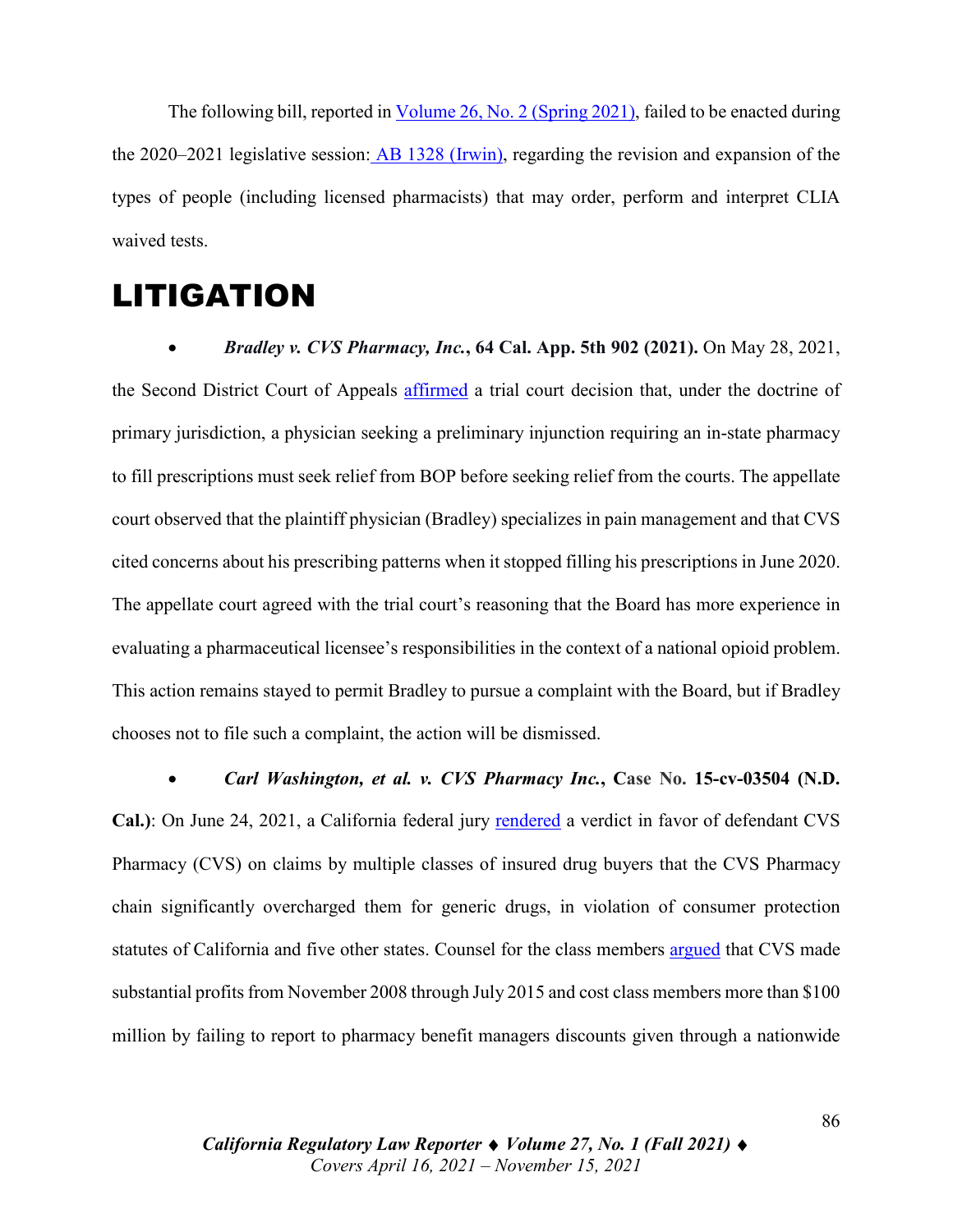The following bill, reported in Volume 26, No. 2 (Spring 2021), failed to be enacted during the 2020–2021 legislative session: AB 1328 (Irwin), regarding the revision and expansion of the types of people (including licensed pharmacists) that may order, perform and interpret CLIA waived tests.

# LITIGATION

- ***Bradley v. CVS Pharmacy, Inc.*, 64 Cal. App. 5th 902 (2021).** On May 28, 2021, the Second District Court of Appeals affirmed a trial court decision that, under the doctrine of primary jurisdiction, a physician seeking a preliminary injunction requiring an in-state pharmacy to fill prescriptions must seek relief from BOP before seeking relief from the courts. The appellate court observed that the plaintiff physician (Bradley) specializes in pain management and that CVS cited concerns about his prescribing patterns when it stopped filling his prescriptions in June 2020. The appellate court agreed with the trial court's reasoning that the Board has more experience in evaluating a pharmaceutical licensee's responsibilities in the context of a national opioid problem. This action remains stayed to permit Bradley to pursue a complaint with the Board, but if Bradley chooses not to file such a complaint, the action will be dismissed.

- ***Carl Washington, et al. v. CVS Pharmacy Inc.*, Case No. 15-cv-03504 (N.D. Cal.)**: On June 24, 2021, a California federal jury rendered a verdict in favor of defendant CVS Pharmacy (CVS) on claims by multiple classes of insured drug buyers that the CVS Pharmacy chain significantly overcharged them for generic drugs, in violation of consumer protection statutes of California and five other states. Counsel for the class members argued that CVS made substantial profits from November 2008 through July 2015 and cost class members more than $100 million by failing to report to pharmacy benefit managers discounts given through a nationwide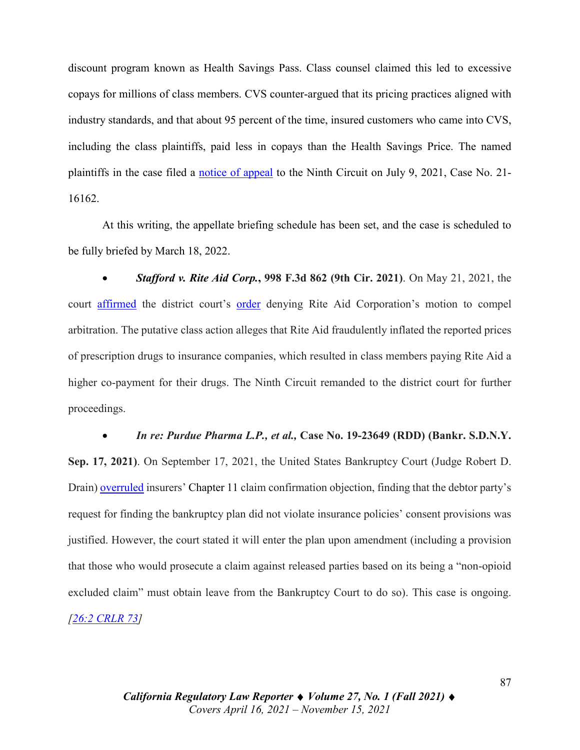discount program known as Health Savings Pass. Class counsel claimed this led to excessive copays for millions of class members. CVS counter-argued that its pricing practices aligned with industry standards, and that about 95 percent of the time, insured customers who came into CVS, including the class plaintiffs, paid less in copays than the Health Savings Price. The named plaintiffs in the case filed a notice of appeal to the Ninth Circuit on July 9, 2021, Case No. 21-16162.

At this writing, the appellate briefing schedule has been set, and the case is scheduled to be fully briefed by March 18, 2022.

- ***Stafford v. Rite Aid Corp.*, 998 F.3d 862 (9th Cir. 2021)**. On May 21, 2021, the court affirmed the district court's order denying Rite Aid Corporation's motion to compel arbitration. The putative class action alleges that Rite Aid fraudulently inflated the reported prices of prescription drugs to insurance companies, which resulted in class members paying Rite Aid a higher co-payment for their drugs. The Ninth Circuit remanded to the district court for further proceedings.

- ***In re: Purdue Pharma L.P., et al.,* Case No. 19-23649 (RDD) (Bankr. S.D.N.Y. Sep. 17, 2021)**. On September 17, 2021, the United States Bankruptcy Court (Judge Robert D. Drain) overruled insurers' Chapter 11 claim confirmation objection, finding that the debtor party's request for finding the bankruptcy plan did not violate insurance policies' consent provisions was justified. However, the court stated it will enter the plan upon amendment (including a provision that those who would prosecute a claim against released parties based on its being a "non-opioid excluded claim" must obtain leave from the Bankruptcy Court to do so). This case is ongoing. *[26:2 CRLR 73]*